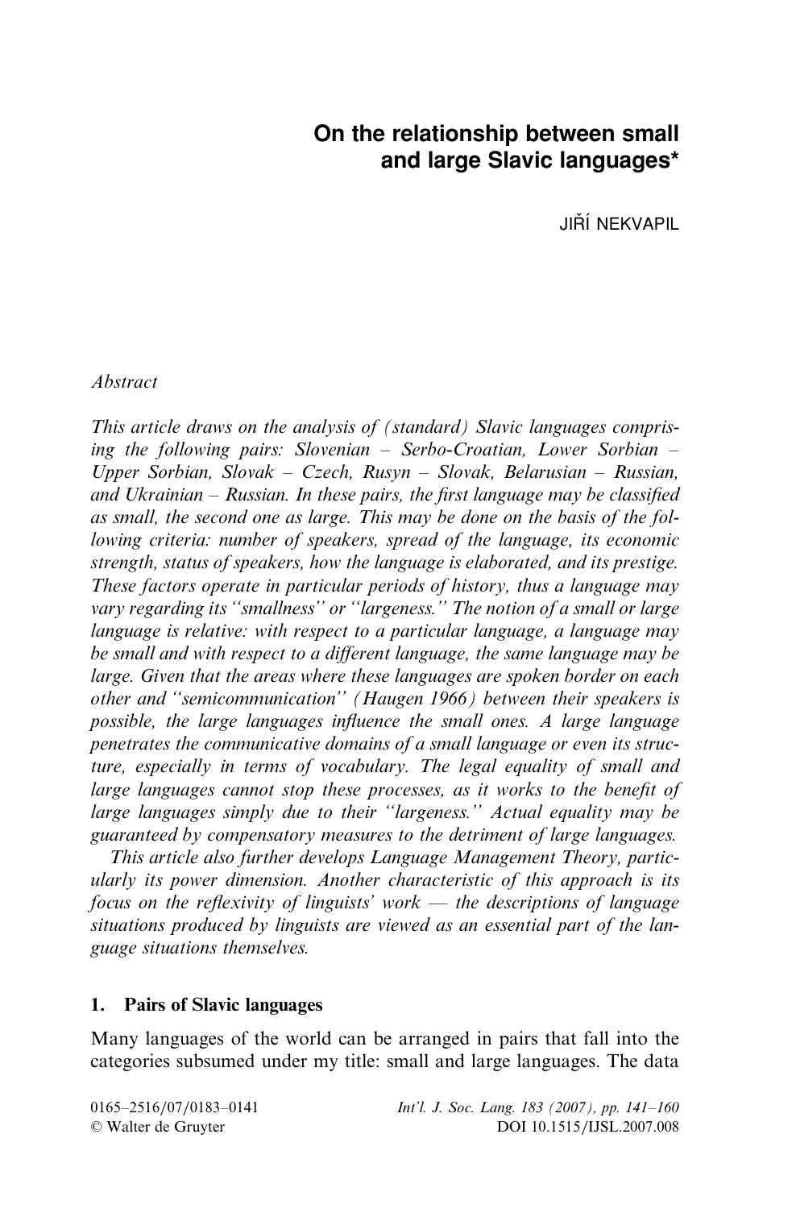# On the relationship between small and large Slavic languages*

JIŘÍ NEKVAPIL

*Abstract*

*This article draws on the analysis of (standard) Slavic languages comprising the following pairs: Slovenian – Serbo-Croatian, Lower Sorbian – Upper Sorbian, Slovak – Czech, Rusyn – Slovak, Belarusian – Russian, and Ukrainian – Russian. In these pairs, the first language may be classified as small, the second one as large. This may be done on the basis of the following criteria: number of speakers, spread of the language, its economic strength, status of speakers, how the language is elaborated, and its prestige. These factors operate in particular periods of history, thus a language may vary regarding its "smallness" or "largeness." The notion of a small or large language is relative: with respect to a particular language, a language may be small and with respect to a different language, the same language may be large. Given that the areas where these languages are spoken border on each other and "semicommunication" (Haugen 1966) between their speakers is possible, the large languages influence the small ones. A large language penetrates the communicative domains of a small language or even its structure, especially in terms of vocabulary. The legal equality of small and large languages cannot stop these processes, as it works to the benefit of large languages simply due to their "largeness." Actual equality may be guaranteed by compensatory measures to the detriment of large languages.*

*This article also further develops Language Management Theory, particularly its power dimension. Another characteristic of this approach is its focus on the reflexivity of linguists' work — the descriptions of language situations produced by linguists are viewed as an essential part of the language situations themselves.*

## 1. Pairs of Slavic languages

Many languages of the world can be arranged in pairs that fall into the categories subsumed under my title: small and large languages. The data

0165–2516/07/0183–0141
© Walter de Gruyter

DOI 10.1515/IJSL.2007.008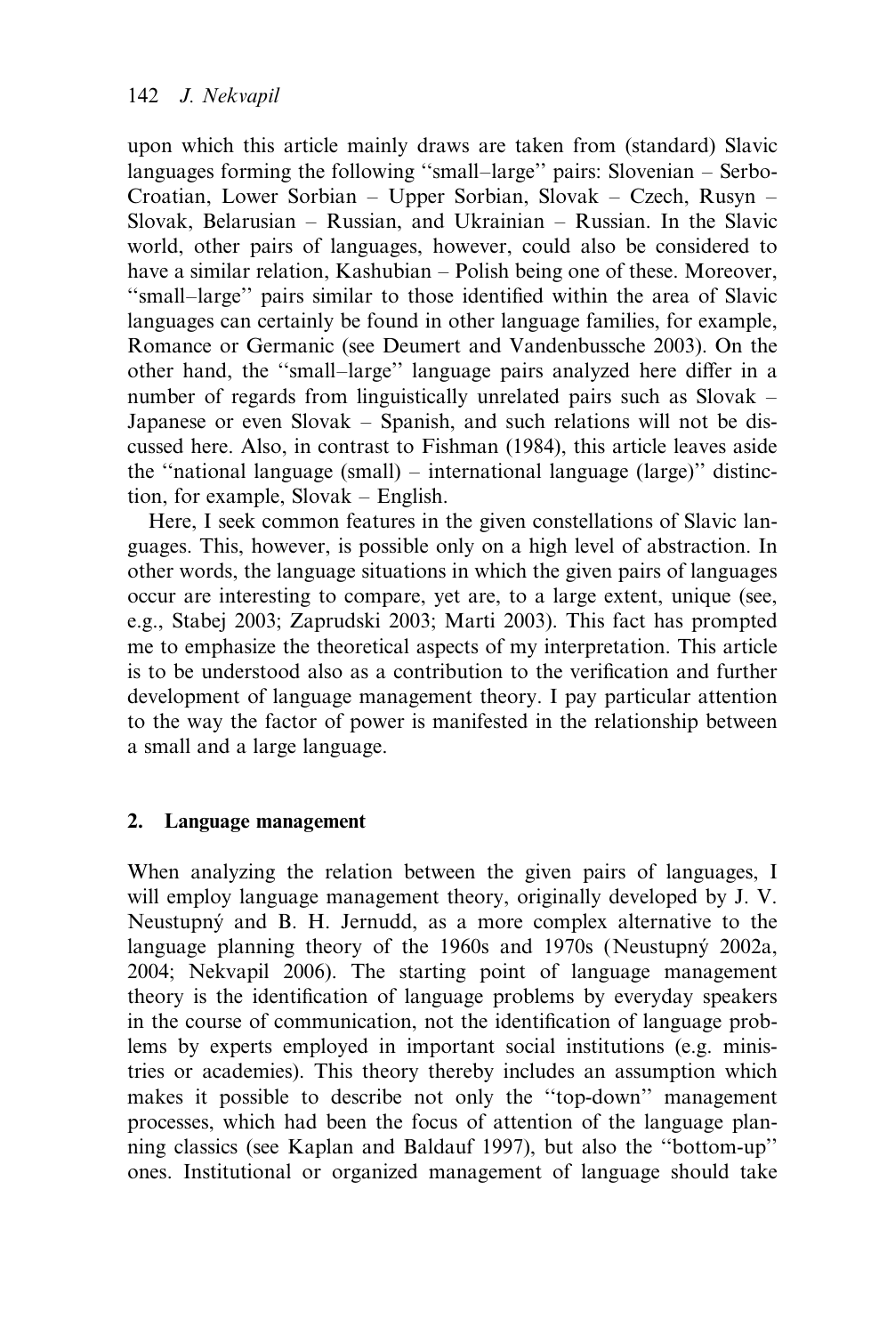upon which this article mainly draws are taken from (standard) Slavic languages forming the following "small–large" pairs: Slovenian – Serbo-Croatian, Lower Sorbian – Upper Sorbian, Slovak – Czech, Rusyn – Slovak, Belarusian – Russian, and Ukrainian – Russian. In the Slavic world, other pairs of languages, however, could also be considered to have a similar relation, Kashubian – Polish being one of these. Moreover, "small–large" pairs similar to those identified within the area of Slavic languages can certainly be found in other language families, for example, Romance or Germanic (see Deumert and Vandenbussche 2003). On the other hand, the "small–large" language pairs analyzed here differ in a number of regards from linguistically unrelated pairs such as Slovak – Japanese or even Slovak – Spanish, and such relations will not be discussed here. Also, in contrast to Fishman (1984), this article leaves aside the "national language (small) – international language (large)" distinction, for example, Slovak – English.

Here, I seek common features in the given constellations of Slavic languages. This, however, is possible only on a high level of abstraction. In other words, the language situations in which the given pairs of languages occur are interesting to compare, yet are, to a large extent, unique (see, e.g., Stabej 2003; Zaprudski 2003; Marti 2003). This fact has prompted me to emphasize the theoretical aspects of my interpretation. This article is to be understood also as a contribution to the verification and further development of language management theory. I pay particular attention to the way the factor of power is manifested in the relationship between a small and a large language.

## 2. Language management

When analyzing the relation between the given pairs of languages, I will employ language management theory, originally developed by J. V. Neustupný and B. H. Jernudd, as a more complex alternative to the language planning theory of the 1960s and 1970s (Neustupný 2002a, 2004; Nekvapil 2006). The starting point of language management theory is the identification of language problems by everyday speakers in the course of communication, not the identification of language problems by experts employed in important social institutions (e.g. ministries or academies). This theory thereby includes an assumption which makes it possible to describe not only the "top-down" management processes, which had been the focus of attention of the language planning classics (see Kaplan and Baldauf 1997), but also the "bottom-up" ones. Institutional or organized management of language should take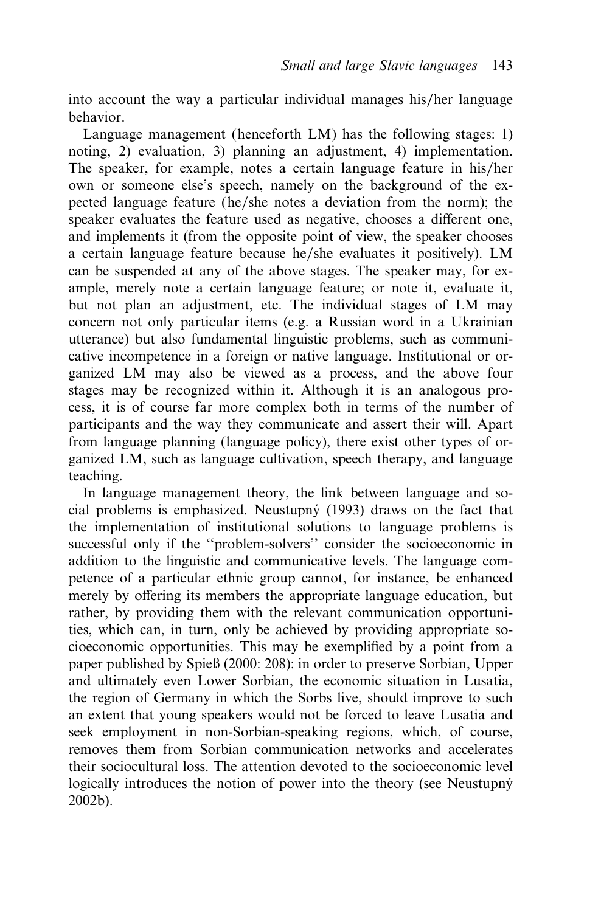into account the way a particular individual manages his/her language behavior.

Language management (henceforth LM) has the following stages: 1) noting, 2) evaluation, 3) planning an adjustment, 4) implementation. The speaker, for example, notes a certain language feature in his/her own or someone else's speech, namely on the background of the expected language feature (he/she notes a deviation from the norm); the speaker evaluates the feature used as negative, chooses a different one, and implements it (from the opposite point of view, the speaker chooses a certain language feature because he/she evaluates it positively). LM can be suspended at any of the above stages. The speaker may, for example, merely note a certain language feature; or note it, evaluate it, but not plan an adjustment, etc. The individual stages of LM may concern not only particular items (e.g. a Russian word in a Ukrainian utterance) but also fundamental linguistic problems, such as communicative incompetence in a foreign or native language. Institutional or organized LM may also be viewed as a process, and the above four stages may be recognized within it. Although it is an analogous process, it is of course far more complex both in terms of the number of participants and the way they communicate and assert their will. Apart from language planning (language policy), there exist other types of organized LM, such as language cultivation, speech therapy, and language teaching.

In language management theory, the link between language and social problems is emphasized. Neustupný (1993) draws on the fact that the implementation of institutional solutions to language problems is successful only if the "problem-solvers" consider the socioeconomic in addition to the linguistic and communicative levels. The language competence of a particular ethnic group cannot, for instance, be enhanced merely by offering its members the appropriate language education, but rather, by providing them with the relevant communication opportunities, which can, in turn, only be achieved by providing appropriate socioeconomic opportunities. This may be exemplified by a point from a paper published by Spieß (2000: 208): in order to preserve Sorbian, Upper and ultimately even Lower Sorbian, the economic situation in Lusatia, the region of Germany in which the Sorbs live, should improve to such an extent that young speakers would not be forced to leave Lusatia and seek employment in non-Sorbian-speaking regions, which, of course, removes them from Sorbian communication networks and accelerates their sociocultural loss. The attention devoted to the socioeconomic level logically introduces the notion of power into the theory (see Neustupný 2002b).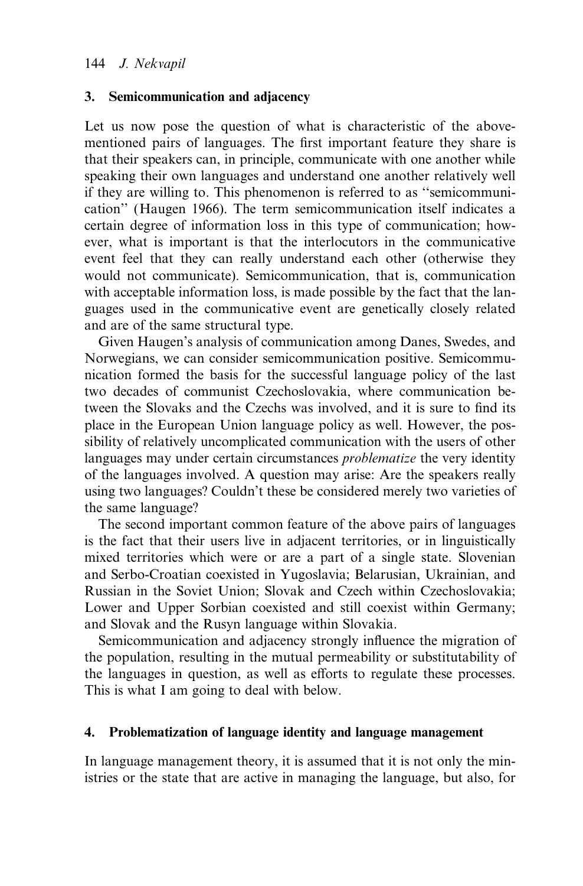## 3. Semicommunication and adjacency

Let us now pose the question of what is characteristic of the above-mentioned pairs of languages. The first important feature they share is that their speakers can, in principle, communicate with one another while speaking their own languages and understand one another relatively well if they are willing to. This phenomenon is referred to as "semicommunication" (Haugen 1966). The term semicommunication itself indicates a certain degree of information loss in this type of communication; however, what is important is that the interlocutors in the communicative event feel that they can really understand each other (otherwise they would not communicate). Semicommunication, that is, communication with acceptable information loss, is made possible by the fact that the languages used in the communicative event are genetically closely related and are of the same structural type.

Given Haugen's analysis of communication among Danes, Swedes, and Norwegians, we can consider semicommunication positive. Semicommunication formed the basis for the successful language policy of the last two decades of communist Czechoslovakia, where communication between the Slovaks and the Czechs was involved, and it is sure to find its place in the European Union language policy as well. However, the possibility of relatively uncomplicated communication with the users of other languages may under certain circumstances *problematize* the very identity of the languages involved. A question may arise: Are the speakers really using two languages? Couldn't these be considered merely two varieties of the same language?

The second important common feature of the above pairs of languages is the fact that their users live in adjacent territories, or in linguistically mixed territories which were or are a part of a single state. Slovenian and Serbo-Croatian coexisted in Yugoslavia; Belarusian, Ukrainian, and Russian in the Soviet Union; Slovak and Czech within Czechoslovakia; Lower and Upper Sorbian coexisted and still coexist within Germany; and Slovak and the Rusyn language within Slovakia.

Semicommunication and adjacency strongly influence the migration of the population, resulting in the mutual permeability or substitutability of the languages in question, as well as efforts to regulate these processes. This is what I am going to deal with below.

## 4. Problematization of language identity and language management

In language management theory, it is assumed that it is not only the ministries or the state that are active in managing the language, but also, for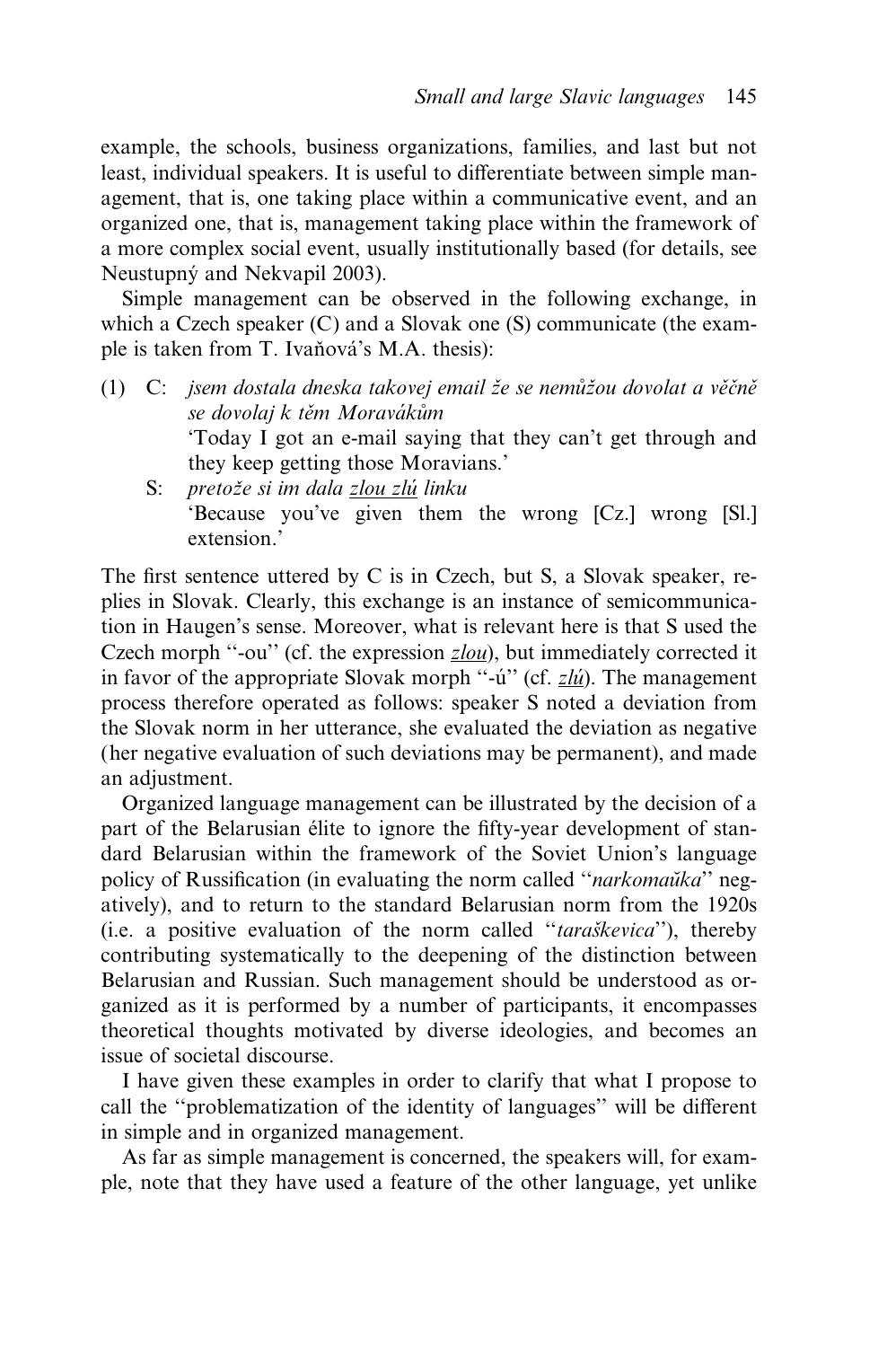example, the schools, business organizations, families, and last but not least, individual speakers. It is useful to differentiate between simple management, that is, one taking place within a communicative event, and an organized one, that is, management taking place within the framework of a more complex social event, usually institutionally based (for details, see Neustupný and Nekvapil 2003).

Simple management can be observed in the following exchange, in which a Czech speaker (C) and a Slovak one (S) communicate (the example is taken from T. Ivaňová's M.A. thesis):

(1) C: *jsem dostala dneska takovej email že se nemůžou dovolat a věčně se dovolaj k těm Moravákům*
'Today I got an e-mail saying that they can't get through and they keep getting those Moravians.'

S: *pretože si im dala <u>zlou zlú</u> linku*
'Because you've given them the wrong [Cz.] wrong [Sl.] extension.'

The first sentence uttered by C is in Czech, but S, a Slovak speaker, replies in Slovak. Clearly, this exchange is an instance of semicommunication in Haugen's sense. Moreover, what is relevant here is that S used the Czech morph "-ou" (cf. the expression *<u>zlou</u>*), but immediately corrected it in favor of the appropriate Slovak morph "-ú" (cf. *<u>zlú</u>*). The management process therefore operated as follows: speaker S noted a deviation from the Slovak norm in her utterance, she evaluated the deviation as negative (her negative evaluation of such deviations may be permanent), and made an adjustment.

Organized language management can be illustrated by the decision of a part of the Belarusian élite to ignore the fifty-year development of standard Belarusian within the framework of the Soviet Union's language policy of Russification (in evaluating the norm called "*narkomaŭka*" negatively), and to return to the standard Belarusian norm from the 1920s (i.e. a positive evaluation of the norm called "*taraškevica*"), thereby contributing systematically to the deepening of the distinction between Belarusian and Russian. Such management should be understood as organized as it is performed by a number of participants, it encompasses theoretical thoughts motivated by diverse ideologies, and becomes an issue of societal discourse.

I have given these examples in order to clarify that what I propose to call the "problematization of the identity of languages" will be different in simple and in organized management.

As far as simple management is concerned, the speakers will, for example, note that they have used a feature of the other language, yet unlike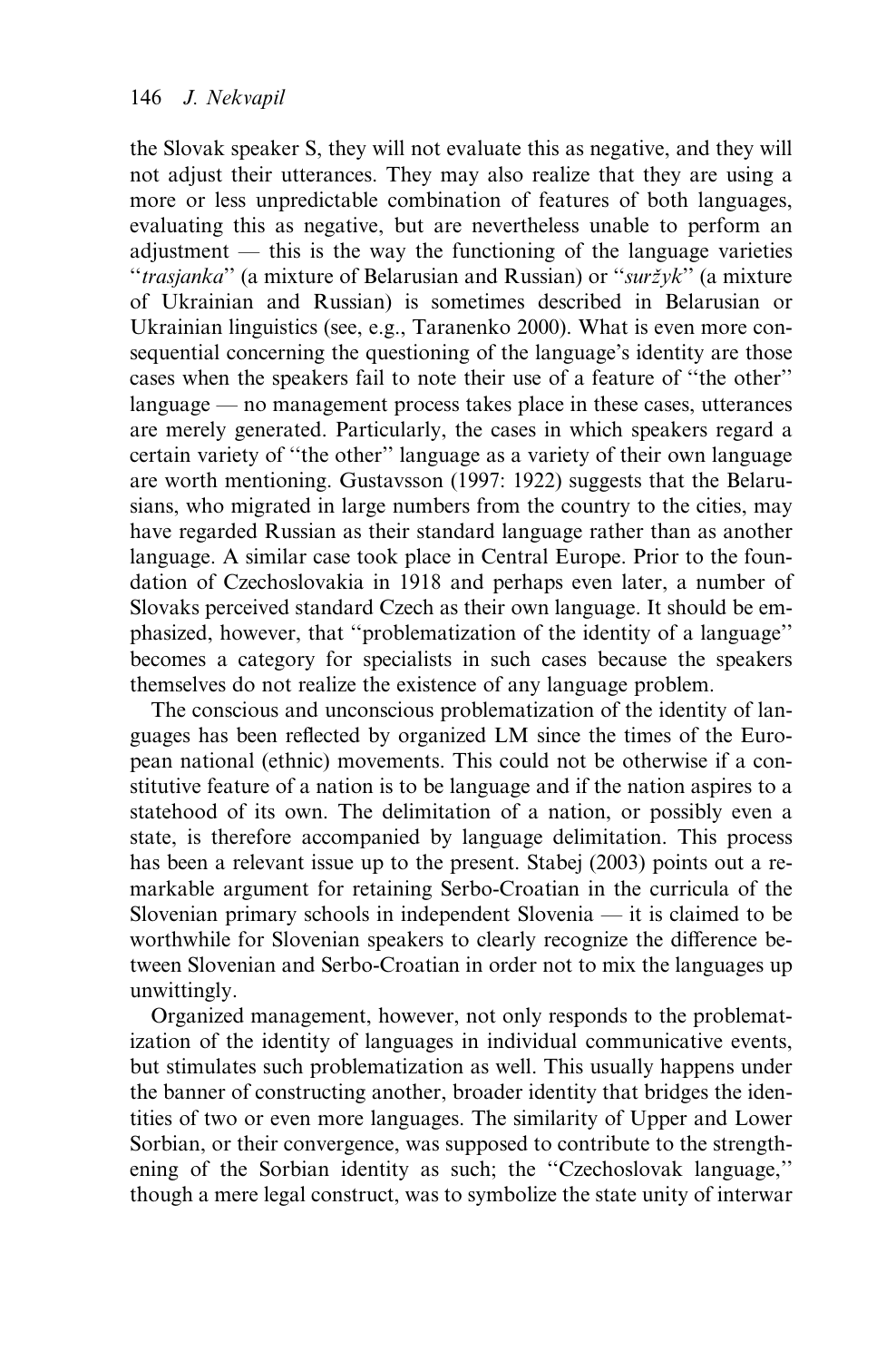the Slovak speaker S, they will not evaluate this as negative, and they will not adjust their utterances. They may also realize that they are using a more or less unpredictable combination of features of both languages, evaluating this as negative, but are nevertheless unable to perform an adjustment — this is the way the functioning of the language varieties "*trasjanka*" (a mixture of Belarusian and Russian) or "*suržyk*" (a mixture of Ukrainian and Russian) is sometimes described in Belarusian or Ukrainian linguistics (see, e.g., Taranenko 2000). What is even more consequential concerning the questioning of the language's identity are those cases when the speakers fail to note their use of a feature of "the other" language — no management process takes place in these cases, utterances are merely generated. Particularly, the cases in which speakers regard a certain variety of "the other" language as a variety of their own language are worth mentioning. Gustavsson (1997: 1922) suggests that the Belarusians, who migrated in large numbers from the country to the cities, may have regarded Russian as their standard language rather than as another language. A similar case took place in Central Europe. Prior to the foundation of Czechoslovakia in 1918 and perhaps even later, a number of Slovaks perceived standard Czech as their own language. It should be emphasized, however, that "problematization of the identity of a language" becomes a category for specialists in such cases because the speakers themselves do not realize the existence of any language problem.

The conscious and unconscious problematization of the identity of languages has been reflected by organized LM since the times of the European national (ethnic) movements. This could not be otherwise if a constitutive feature of a nation is to be language and if the nation aspires to a statehood of its own. The delimitation of a nation, or possibly even a state, is therefore accompanied by language delimitation. This process has been a relevant issue up to the present. Stabej (2003) points out a remarkable argument for retaining Serbo-Croatian in the curricula of the Slovenian primary schools in independent Slovenia — it is claimed to be worthwhile for Slovenian speakers to clearly recognize the difference between Slovenian and Serbo-Croatian in order not to mix the languages up unwittingly.

Organized management, however, not only responds to the problematization of the identity of languages in individual communicative events, but stimulates such problematization as well. This usually happens under the banner of constructing another, broader identity that bridges the identities of two or even more languages. The similarity of Upper and Lower Sorbian, or their convergence, was supposed to contribute to the strengthening of the Sorbian identity as such; the "Czechoslovak language," though a mere legal construct, was to symbolize the state unity of interwar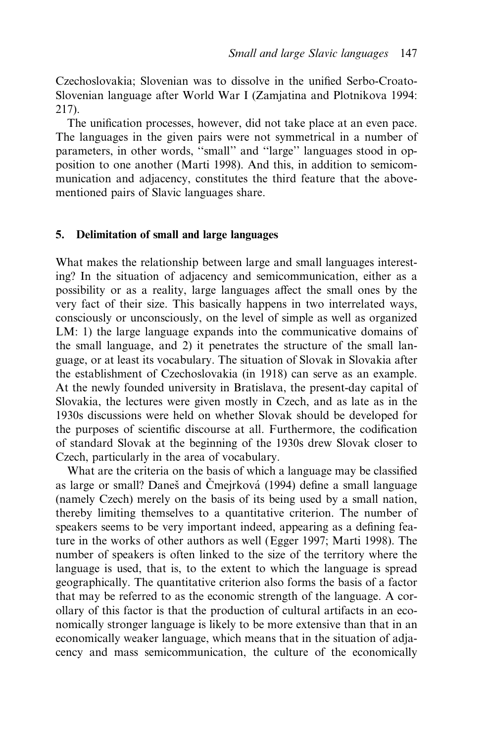Czechoslovakia; Slovenian was to dissolve in the unified Serbo-Croato-Slovenian language after World War I (Zamjatina and Plotnikova 1994: 217).

The unification processes, however, did not take place at an even pace. The languages in the given pairs were not symmetrical in a number of parameters, in other words, "small" and "large" languages stood in opposition to one another (Marti 1998). And this, in addition to semicommunication and adjacency, constitutes the third feature that the above-mentioned pairs of Slavic languages share.

## 5. Delimitation of small and large languages

What makes the relationship between large and small languages interesting? In the situation of adjacency and semicommunication, either as a possibility or as a reality, large languages affect the small ones by the very fact of their size. This basically happens in two interrelated ways, consciously or unconsciously, on the level of simple as well as organized LM: 1) the large language expands into the communicative domains of the small language, and 2) it penetrates the structure of the small language, or at least its vocabulary. The situation of Slovak in Slovakia after the establishment of Czechoslovakia (in 1918) can serve as an example. At the newly founded university in Bratislava, the present-day capital of Slovakia, the lectures were given mostly in Czech, and as late as in the 1930s discussions were held on whether Slovak should be developed for the purposes of scientific discourse at all. Furthermore, the codification of standard Slovak at the beginning of the 1930s drew Slovak closer to Czech, particularly in the area of vocabulary.

What are the criteria on the basis of which a language may be classified as large or small? Daneš and Čmejrková (1994) define a small language (namely Czech) merely on the basis of its being used by a small nation, thereby limiting themselves to a quantitative criterion. The number of speakers seems to be very important indeed, appearing as a defining feature in the works of other authors as well (Egger 1997; Marti 1998). The number of speakers is often linked to the size of the territory where the language is used, that is, to the extent to which the language is spread geographically. The quantitative criterion also forms the basis of a factor that may be referred to as the economic strength of the language. A corollary of this factor is that the production of cultural artifacts in an economically stronger language is likely to be more extensive than that in an economically weaker language, which means that in the situation of adjacency and mass semicommunication, the culture of the economically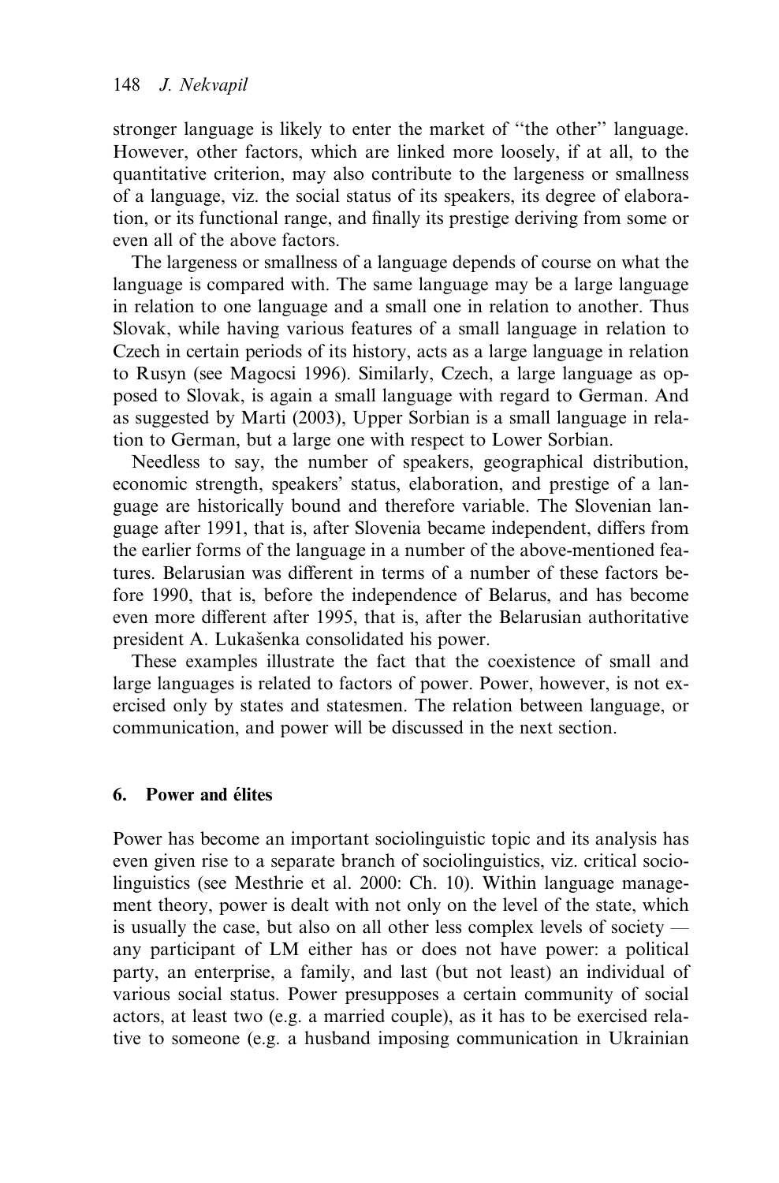stronger language is likely to enter the market of "the other" language. However, other factors, which are linked more loosely, if at all, to the quantitative criterion, may also contribute to the largeness or smallness of a language, viz. the social status of its speakers, its degree of elaboration, or its functional range, and finally its prestige deriving from some or even all of the above factors.

The largeness or smallness of a language depends of course on what the language is compared with. The same language may be a large language in relation to one language and a small one in relation to another. Thus Slovak, while having various features of a small language in relation to Czech in certain periods of its history, acts as a large language in relation to Rusyn (see Magocsi 1996). Similarly, Czech, a large language as opposed to Slovak, is again a small language with regard to German. And as suggested by Marti (2003), Upper Sorbian is a small language in relation to German, but a large one with respect to Lower Sorbian.

Needless to say, the number of speakers, geographical distribution, economic strength, speakers' status, elaboration, and prestige of a language are historically bound and therefore variable. The Slovenian language after 1991, that is, after Slovenia became independent, differs from the earlier forms of the language in a number of the above-mentioned features. Belarusian was different in terms of a number of these factors before 1990, that is, before the independence of Belarus, and has become even more different after 1995, that is, after the Belarusian authoritative president A. Lukašenka consolidated his power.

These examples illustrate the fact that the coexistence of small and large languages is related to factors of power. Power, however, is not exercised only by states and statesmen. The relation between language, or communication, and power will be discussed in the next section.

## 6. Power and élites

Power has become an important sociolinguistic topic and its analysis has even given rise to a separate branch of sociolinguistics, viz. critical sociolinguistics (see Mesthrie et al. 2000: Ch. 10). Within language management theory, power is dealt with not only on the level of the state, which is usually the case, but also on all other less complex levels of society — any participant of LM either has or does not have power: a political party, an enterprise, a family, and last (but not least) an individual of various social status. Power presupposes a certain community of social actors, at least two (e.g. a married couple), as it has to be exercised relative to someone (e.g. a husband imposing communication in Ukrainian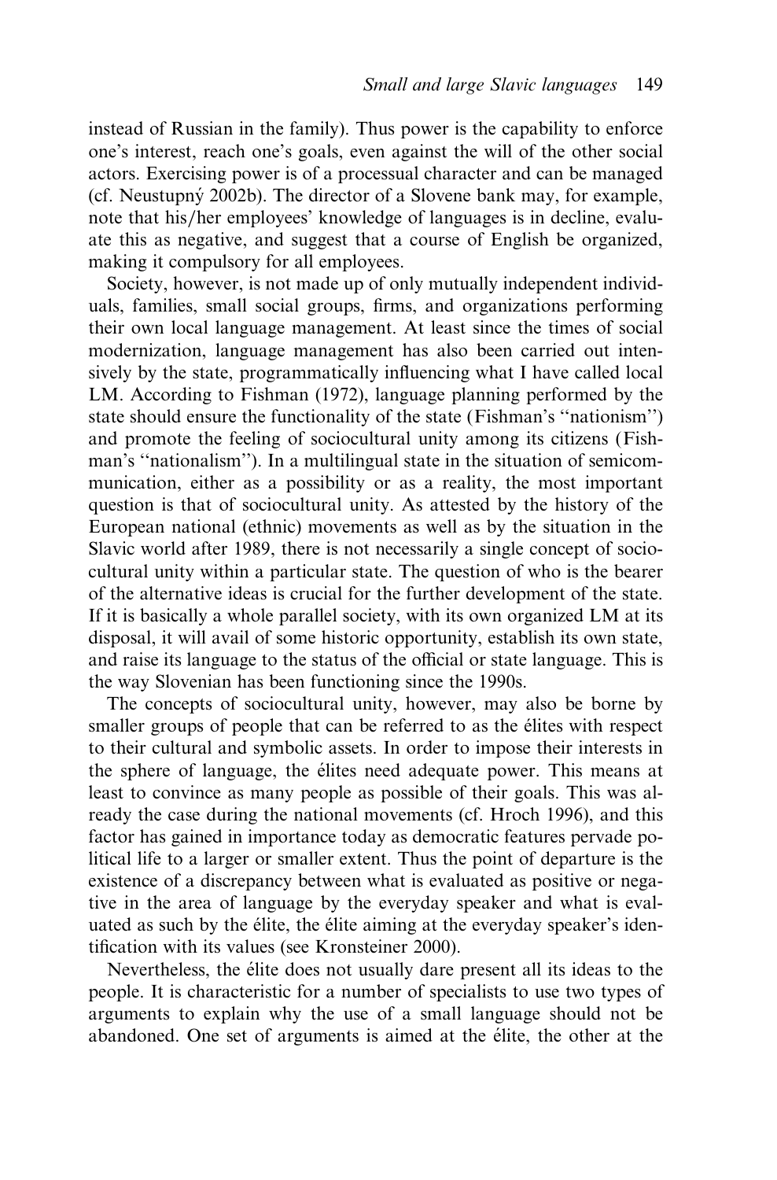instead of Russian in the family). Thus power is the capability to enforce one's interest, reach one's goals, even against the will of the other social actors. Exercising power is of a processual character and can be managed (cf. Neustupný 2002b). The director of a Slovene bank may, for example, note that his/her employees' knowledge of languages is in decline, evaluate this as negative, and suggest that a course of English be organized, making it compulsory for all employees.

Society, however, is not made up of only mutually independent individuals, families, small social groups, firms, and organizations performing their own local language management. At least since the times of social modernization, language management has also been carried out intensively by the state, programmatically influencing what I have called local LM. According to Fishman (1972), language planning performed by the state should ensure the functionality of the state (Fishman's ''nationism'') and promote the feeling of sociocultural unity among its citizens (Fishman's ''nationalism''). In a multilingual state in the situation of semicommunication, either as a possibility or as a reality, the most important question is that of sociocultural unity. As attested by the history of the European national (ethnic) movements as well as by the situation in the Slavic world after 1989, there is not necessarily a single concept of sociocultural unity within a particular state. The question of who is the bearer of the alternative ideas is crucial for the further development of the state. If it is basically a whole parallel society, with its own organized LM at its disposal, it will avail of some historic opportunity, establish its own state, and raise its language to the status of the official or state language. This is the way Slovenian has been functioning since the 1990s.

The concepts of sociocultural unity, however, may also be borne by smaller groups of people that can be referred to as the élites with respect to their cultural and symbolic assets. In order to impose their interests in the sphere of language, the élites need adequate power. This means at least to convince as many people as possible of their goals. This was already the case during the national movements (cf. Hroch 1996), and this factor has gained in importance today as democratic features pervade political life to a larger or smaller extent. Thus the point of departure is the existence of a discrepancy between what is evaluated as positive or negative in the area of language by the everyday speaker and what is evaluated as such by the élite, the élite aiming at the everyday speaker's identification with its values (see Kronsteiner 2000).

Nevertheless, the élite does not usually dare present all its ideas to the people. It is characteristic for a number of specialists to use two types of arguments to explain why the use of a small language should not be abandoned. One set of arguments is aimed at the élite, the other at the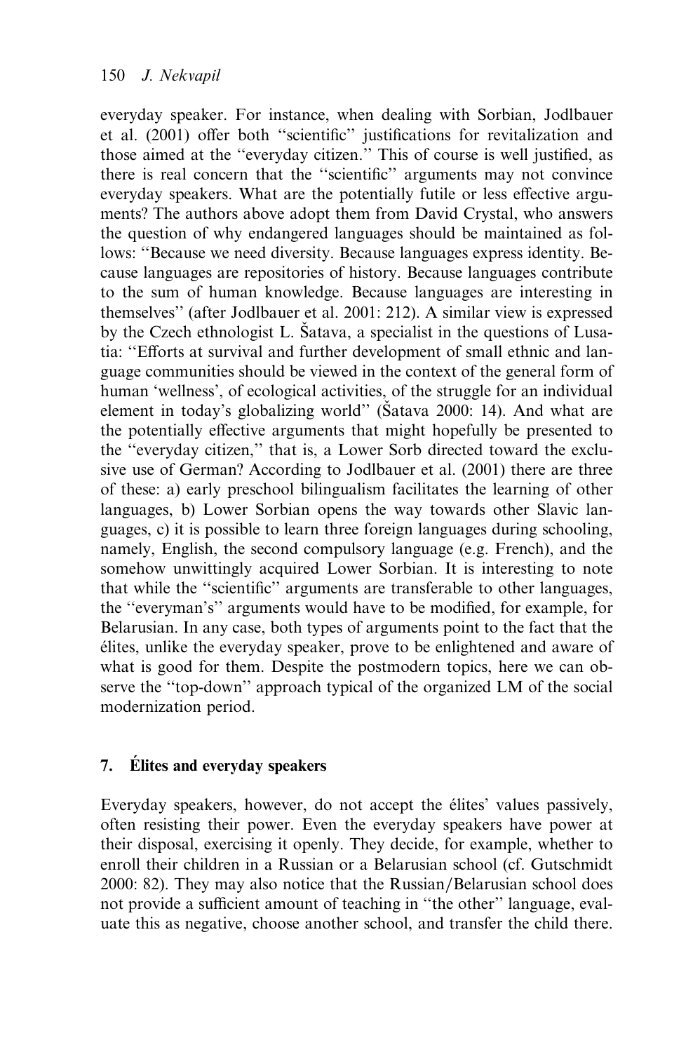everyday speaker. For instance, when dealing with Sorbian, Jodlbauer et al. (2001) offer both "scientific" justifications for revitalization and those aimed at the "everyday citizen." This of course is well justified, as there is real concern that the "scientific" arguments may not convince everyday speakers. What are the potentially futile or less effective arguments? The authors above adopt them from David Crystal, who answers the question of why endangered languages should be maintained as follows: "Because we need diversity. Because languages express identity. Because languages are repositories of history. Because languages contribute to the sum of human knowledge. Because languages are interesting in themselves" (after Jodlbauer et al. 2001: 212). A similar view is expressed by the Czech ethnologist L. Šatava, a specialist in the questions of Lusatia: "Efforts at survival and further development of small ethnic and language communities should be viewed in the context of the general form of human 'wellness', of ecological activities, of the struggle for an individual element in today's globalizing world" (Šatava 2000: 14). And what are the potentially effective arguments that might hopefully be presented to the "everyday citizen," that is, a Lower Sorb directed toward the exclusive use of German? According to Jodlbauer et al. (2001) there are three of these: a) early preschool bilingualism facilitates the learning of other languages, b) Lower Sorbian opens the way towards other Slavic languages, c) it is possible to learn three foreign languages during schooling, namely, English, the second compulsory language (e.g. French), and the somehow unwittingly acquired Lower Sorbian. It is interesting to note that while the "scientific" arguments are transferable to other languages, the "everyman's" arguments would have to be modified, for example, for Belarusian. In any case, both types of arguments point to the fact that the élites, unlike the everyday speaker, prove to be enlightened and aware of what is good for them. Despite the postmodern topics, here we can observe the "top-down" approach typical of the organized LM of the social modernization period.

## 7. Élites and everyday speakers

Everyday speakers, however, do not accept the élites' values passively, often resisting their power. Even the everyday speakers have power at their disposal, exercising it openly. They decide, for example, whether to enroll their children in a Russian or a Belarusian school (cf. Gutschmidt 2000: 82). They may also notice that the Russian/Belarusian school does not provide a sufficient amount of teaching in "the other" language, evaluate this as negative, choose another school, and transfer the child there.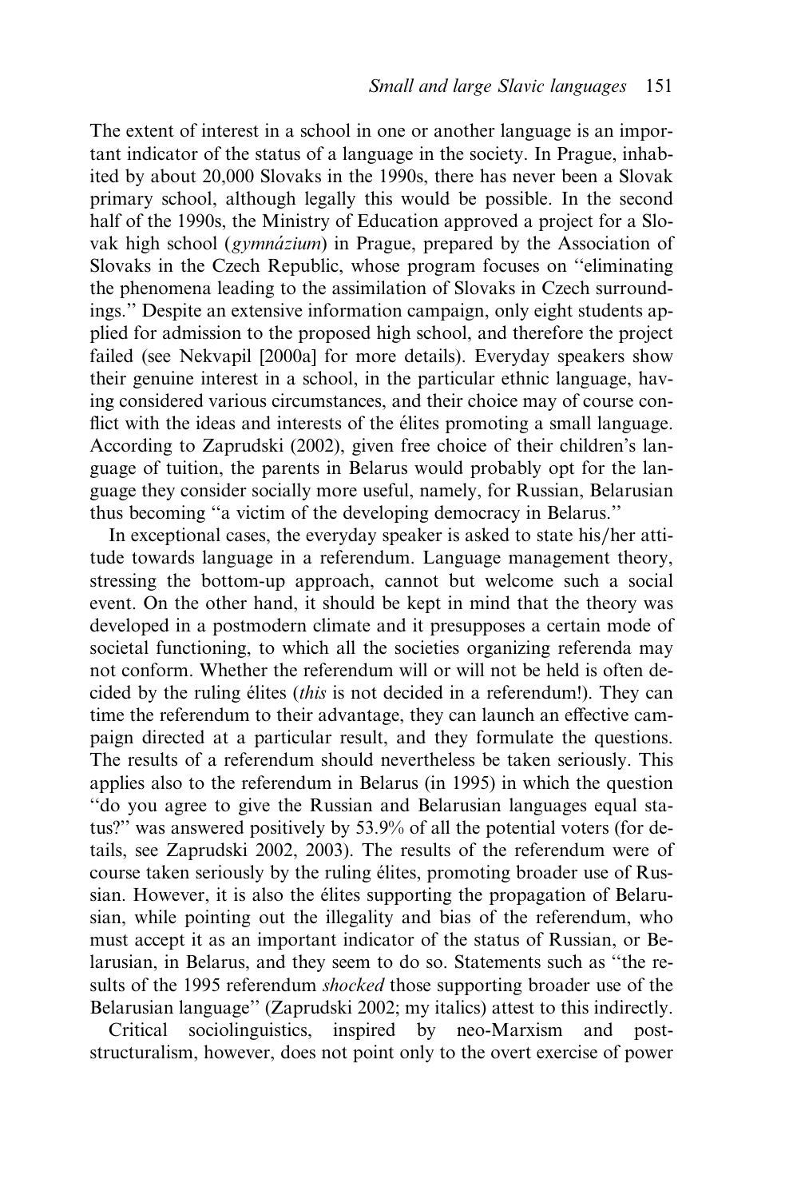The extent of interest in a school in one or another language is an important indicator of the status of a language in the society. In Prague, inhabited by about 20,000 Slovaks in the 1990s, there has never been a Slovak primary school, although legally this would be possible. In the second half of the 1990s, the Ministry of Education approved a project for a Slovak high school (*gymnázium*) in Prague, prepared by the Association of Slovaks in the Czech Republic, whose program focuses on "eliminating the phenomena leading to the assimilation of Slovaks in Czech surroundings." Despite an extensive information campaign, only eight students applied for admission to the proposed high school, and therefore the project failed (see Nekvapil [2000a] for more details). Everyday speakers show their genuine interest in a school, in the particular ethnic language, having considered various circumstances, and their choice may of course conflict with the ideas and interests of the élites promoting a small language. According to Zaprudski (2002), given free choice of their children's language of tuition, the parents in Belarus would probably opt for the language they consider socially more useful, namely, for Russian, Belarusian thus becoming "a victim of the developing democracy in Belarus."

In exceptional cases, the everyday speaker is asked to state his/her attitude towards language in a referendum. Language management theory, stressing the bottom-up approach, cannot but welcome such a social event. On the other hand, it should be kept in mind that the theory was developed in a postmodern climate and it presupposes a certain mode of societal functioning, to which all the societies organizing referenda may not conform. Whether the referendum will or will not be held is often decided by the ruling élites (*this* is not decided in a referendum!). They can time the referendum to their advantage, they can launch an effective campaign directed at a particular result, and they formulate the questions. The results of a referendum should nevertheless be taken seriously. This applies also to the referendum in Belarus (in 1995) in which the question "do you agree to give the Russian and Belarusian languages equal status?" was answered positively by 53.9% of all the potential voters (for details, see Zaprudski 2002, 2003). The results of the referendum were of course taken seriously by the ruling élites, promoting broader use of Russian. However, it is also the élites supporting the propagation of Belarusian, while pointing out the illegality and bias of the referendum, who must accept it as an important indicator of the status of Russian, or Belarusian, in Belarus, and they seem to do so. Statements such as "the results of the 1995 referendum *shocked* those supporting broader use of the Belarusian language" (Zaprudski 2002; my italics) attest to this indirectly.

Critical sociolinguistics, inspired by neo-Marxism and post-structuralism, however, does not point only to the overt exercise of power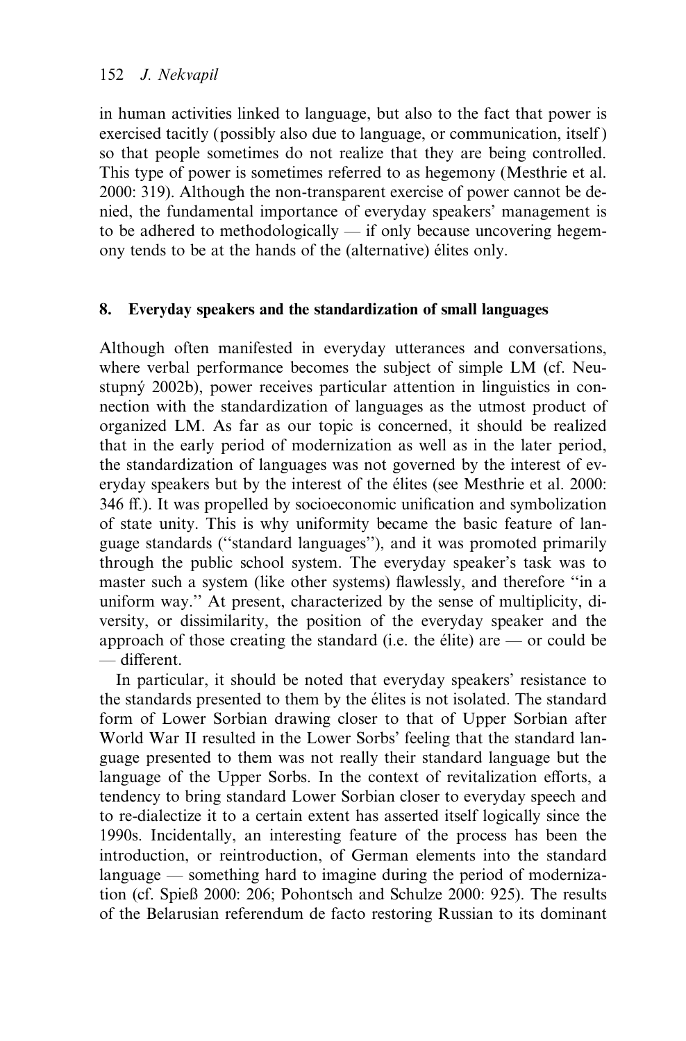in human activities linked to language, but also to the fact that power is exercised tacitly (possibly also due to language, or communication, itself) so that people sometimes do not realize that they are being controlled. This type of power is sometimes referred to as hegemony (Mesthrie et al. 2000: 319). Although the non-transparent exercise of power cannot be denied, the fundamental importance of everyday speakers' management is to be adhered to methodologically — if only because uncovering hegemony tends to be at the hands of the (alternative) élites only.

## 8. Everyday speakers and the standardization of small languages

Although often manifested in everyday utterances and conversations, where verbal performance becomes the subject of simple LM (cf. Neustupný 2002b), power receives particular attention in linguistics in connection with the standardization of languages as the utmost product of organized LM. As far as our topic is concerned, it should be realized that in the early period of modernization as well as in the later period, the standardization of languages was not governed by the interest of everyday speakers but by the interest of the élites (see Mesthrie et al. 2000: 346 ff.). It was propelled by socioeconomic unification and symbolization of state unity. This is why uniformity became the basic feature of language standards ("standard languages"), and it was promoted primarily through the public school system. The everyday speaker's task was to master such a system (like other systems) flawlessly, and therefore "in a uniform way." At present, characterized by the sense of multiplicity, diversity, or dissimilarity, the position of the everyday speaker and the approach of those creating the standard (i.e. the élite) are — or could be — different.

In particular, it should be noted that everyday speakers' resistance to the standards presented to them by the élites is not isolated. The standard form of Lower Sorbian drawing closer to that of Upper Sorbian after World War II resulted in the Lower Sorbs' feeling that the standard language presented to them was not really their standard language but the language of the Upper Sorbs. In the context of revitalization efforts, a tendency to bring standard Lower Sorbian closer to everyday speech and to re-dialectize it to a certain extent has asserted itself logically since the 1990s. Incidentally, an interesting feature of the process has been the introduction, or reintroduction, of German elements into the standard language — something hard to imagine during the period of modernization (cf. Spieß 2000: 206; Pohontsch and Schulze 2000: 925). The results of the Belarusian referendum de facto restoring Russian to its dominant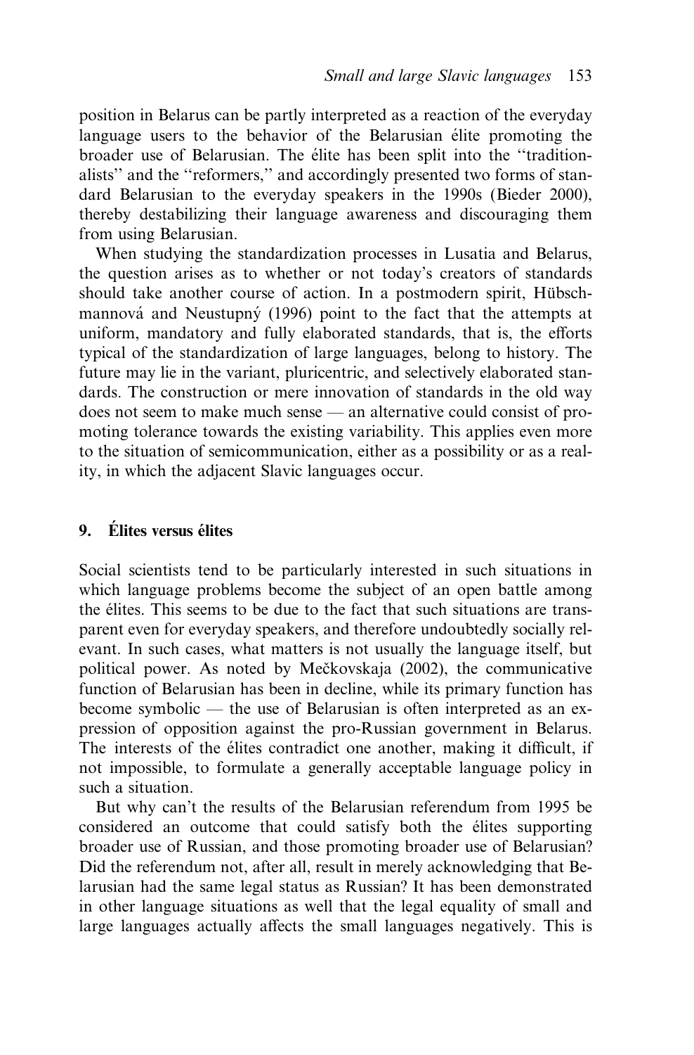position in Belarus can be partly interpreted as a reaction of the everyday language users to the behavior of the Belarusian élite promoting the broader use of Belarusian. The élite has been split into the "traditionalists" and the "reformers," and accordingly presented two forms of standard Belarusian to the everyday speakers in the 1990s (Bieder 2000), thereby destabilizing their language awareness and discouraging them from using Belarusian.

When studying the standardization processes in Lusatia and Belarus, the question arises as to whether or not today's creators of standards should take another course of action. In a postmodern spirit, Hübschmannová and Neustupný (1996) point to the fact that the attempts at uniform, mandatory and fully elaborated standards, that is, the efforts typical of the standardization of large languages, belong to history. The future may lie in the variant, pluricentric, and selectively elaborated standards. The construction or mere innovation of standards in the old way does not seem to make much sense — an alternative could consist of promoting tolerance towards the existing variability. This applies even more to the situation of semicommunication, either as a possibility or as a reality, in which the adjacent Slavic languages occur.

## 9. Élites versus élites

Social scientists tend to be particularly interested in such situations in which language problems become the subject of an open battle among the élites. This seems to be due to the fact that such situations are transparent even for everyday speakers, and therefore undoubtedly socially relevant. In such cases, what matters is not usually the language itself, but political power. As noted by Mečkovskaja (2002), the communicative function of Belarusian has been in decline, while its primary function has become symbolic — the use of Belarusian is often interpreted as an expression of opposition against the pro-Russian government in Belarus. The interests of the élites contradict one another, making it difficult, if not impossible, to formulate a generally acceptable language policy in such a situation.

But why can't the results of the Belarusian referendum from 1995 be considered an outcome that could satisfy both the élites supporting broader use of Russian, and those promoting broader use of Belarusian? Did the referendum not, after all, result in merely acknowledging that Belarusian had the same legal status as Russian? It has been demonstrated in other language situations as well that the legal equality of small and large languages actually affects the small languages negatively. This is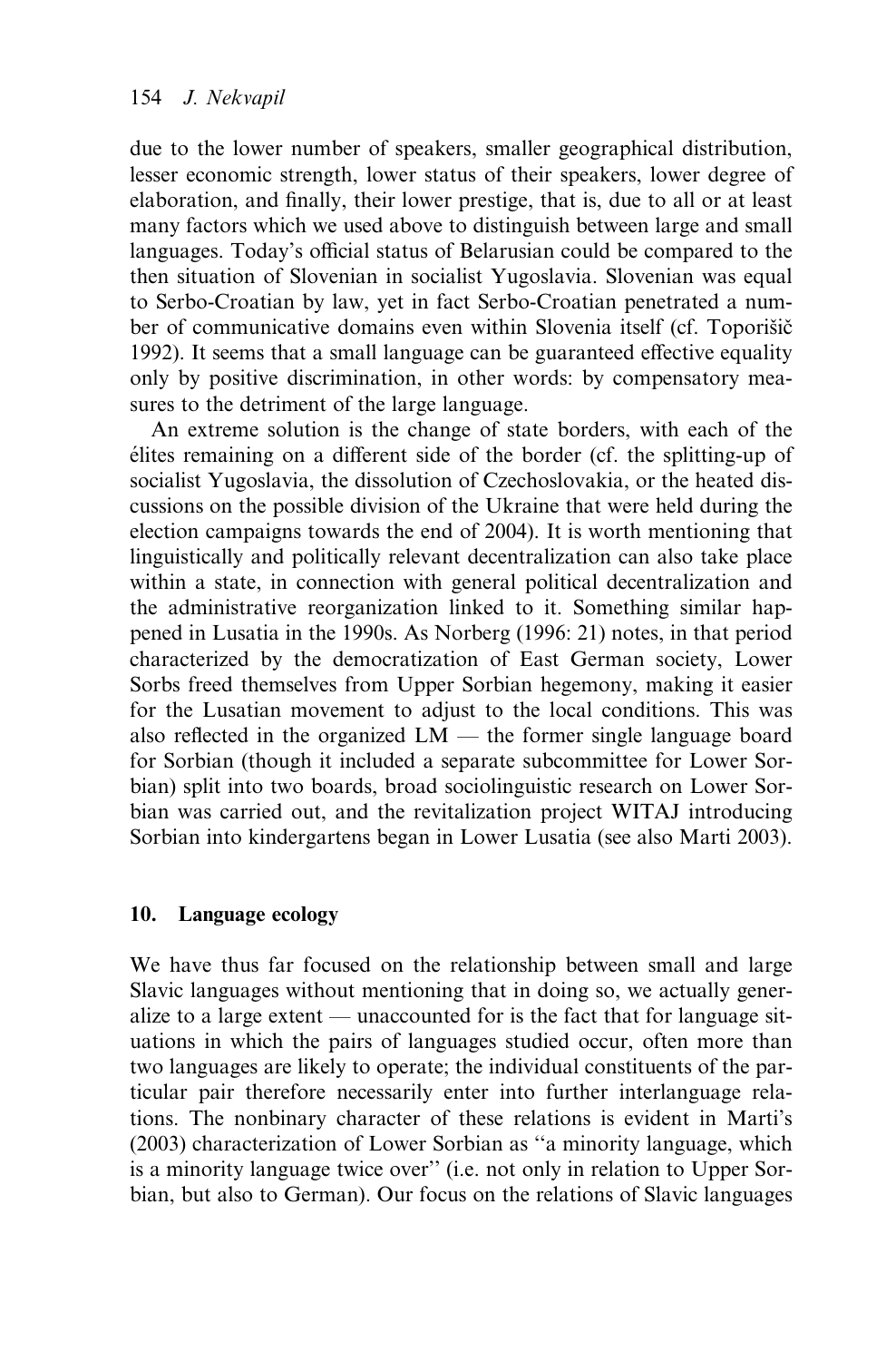due to the lower number of speakers, smaller geographical distribution, lesser economic strength, lower status of their speakers, lower degree of elaboration, and finally, their lower prestige, that is, due to all or at least many factors which we used above to distinguish between large and small languages. Today's official status of Belarusian could be compared to the then situation of Slovenian in socialist Yugoslavia. Slovenian was equal to Serbo-Croatian by law, yet in fact Serbo-Croatian penetrated a number of communicative domains even within Slovenia itself (cf. Toporišič 1992). It seems that a small language can be guaranteed effective equality only by positive discrimination, in other words: by compensatory measures to the detriment of the large language.

An extreme solution is the change of state borders, with each of the élites remaining on a different side of the border (cf. the splitting-up of socialist Yugoslavia, the dissolution of Czechoslovakia, or the heated discussions on the possible division of the Ukraine that were held during the election campaigns towards the end of 2004). It is worth mentioning that linguistically and politically relevant decentralization can also take place within a state, in connection with general political decentralization and the administrative reorganization linked to it. Something similar happened in Lusatia in the 1990s. As Norberg (1996: 21) notes, in that period characterized by the democratization of East German society, Lower Sorbs freed themselves from Upper Sorbian hegemony, making it easier for the Lusatian movement to adjust to the local conditions. This was also reflected in the organized LM — the former single language board for Sorbian (though it included a separate subcommittee for Lower Sorbian) split into two boards, broad sociolinguistic research on Lower Sorbian was carried out, and the revitalization project WITAJ introducing Sorbian into kindergartens began in Lower Lusatia (see also Marti 2003).

## 10. Language ecology

We have thus far focused on the relationship between small and large Slavic languages without mentioning that in doing so, we actually generalize to a large extent — unaccounted for is the fact that for language situations in which the pairs of languages studied occur, often more than two languages are likely to operate; the individual constituents of the particular pair therefore necessarily enter into further interlanguage relations. The nonbinary character of these relations is evident in Marti's (2003) characterization of Lower Sorbian as "a minority language, which is a minority language twice over" (i.e. not only in relation to Upper Sorbian, but also to German). Our focus on the relations of Slavic languages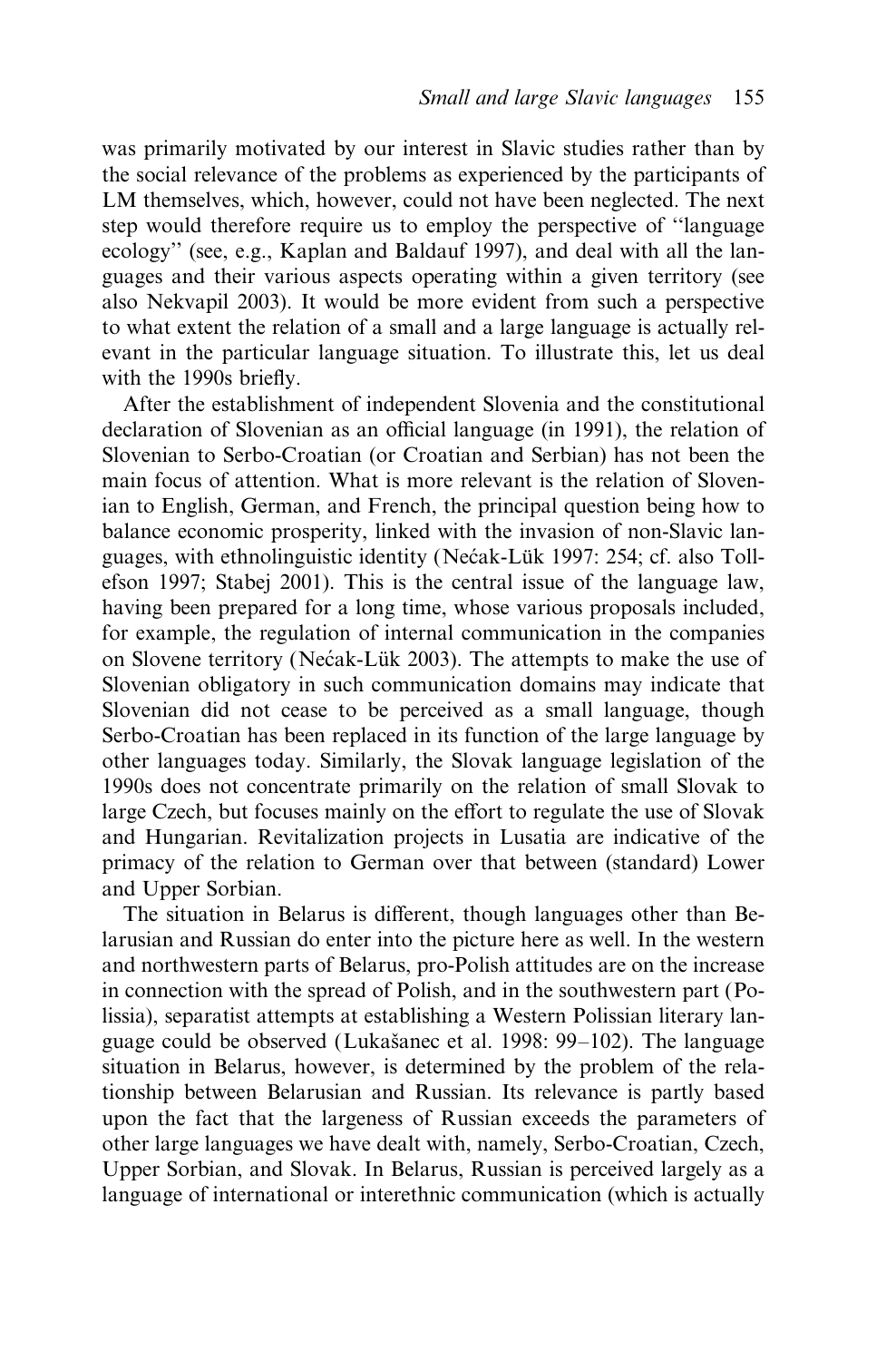was primarily motivated by our interest in Slavic studies rather than by the social relevance of the problems as experienced by the participants of LM themselves, which, however, could not have been neglected. The next step would therefore require us to employ the perspective of "language ecology" (see, e.g., Kaplan and Baldauf 1997), and deal with all the languages and their various aspects operating within a given territory (see also Nekvapil 2003). It would be more evident from such a perspective to what extent the relation of a small and a large language is actually relevant in the particular language situation. To illustrate this, let us deal with the 1990s briefly.

After the establishment of independent Slovenia and the constitutional declaration of Slovenian as an official language (in 1991), the relation of Slovenian to Serbo-Croatian (or Croatian and Serbian) has not been the main focus of attention. What is more relevant is the relation of Slovenian to English, German, and French, the principal question being how to balance economic prosperity, linked with the invasion of non-Slavic languages, with ethnolinguistic identity (Nećak-Lük 1997: 254; cf. also Tollefson 1997; Stabej 2001). This is the central issue of the language law, having been prepared for a long time, whose various proposals included, for example, the regulation of internal communication in the companies on Slovene territory (Nećak-Lük 2003). The attempts to make the use of Slovenian obligatory in such communication domains may indicate that Slovenian did not cease to be perceived as a small language, though Serbo-Croatian has been replaced in its function of the large language by other languages today. Similarly, the Slovak language legislation of the 1990s does not concentrate primarily on the relation of small Slovak to large Czech, but focuses mainly on the effort to regulate the use of Slovak and Hungarian. Revitalization projects in Lusatia are indicative of the primacy of the relation to German over that between (standard) Lower and Upper Sorbian.

The situation in Belarus is different, though languages other than Belarusian and Russian do enter into the picture here as well. In the western and northwestern parts of Belarus, pro-Polish attitudes are on the increase in connection with the spread of Polish, and in the southwestern part (Polissia), separatist attempts at establishing a Western Polissian literary language could be observed (Lukašanec et al. 1998: 99–102). The language situation in Belarus, however, is determined by the problem of the relationship between Belarusian and Russian. Its relevance is partly based upon the fact that the largeness of Russian exceeds the parameters of other large languages we have dealt with, namely, Serbo-Croatian, Czech, Upper Sorbian, and Slovak. In Belarus, Russian is perceived largely as a language of international or interethnic communication (which is actually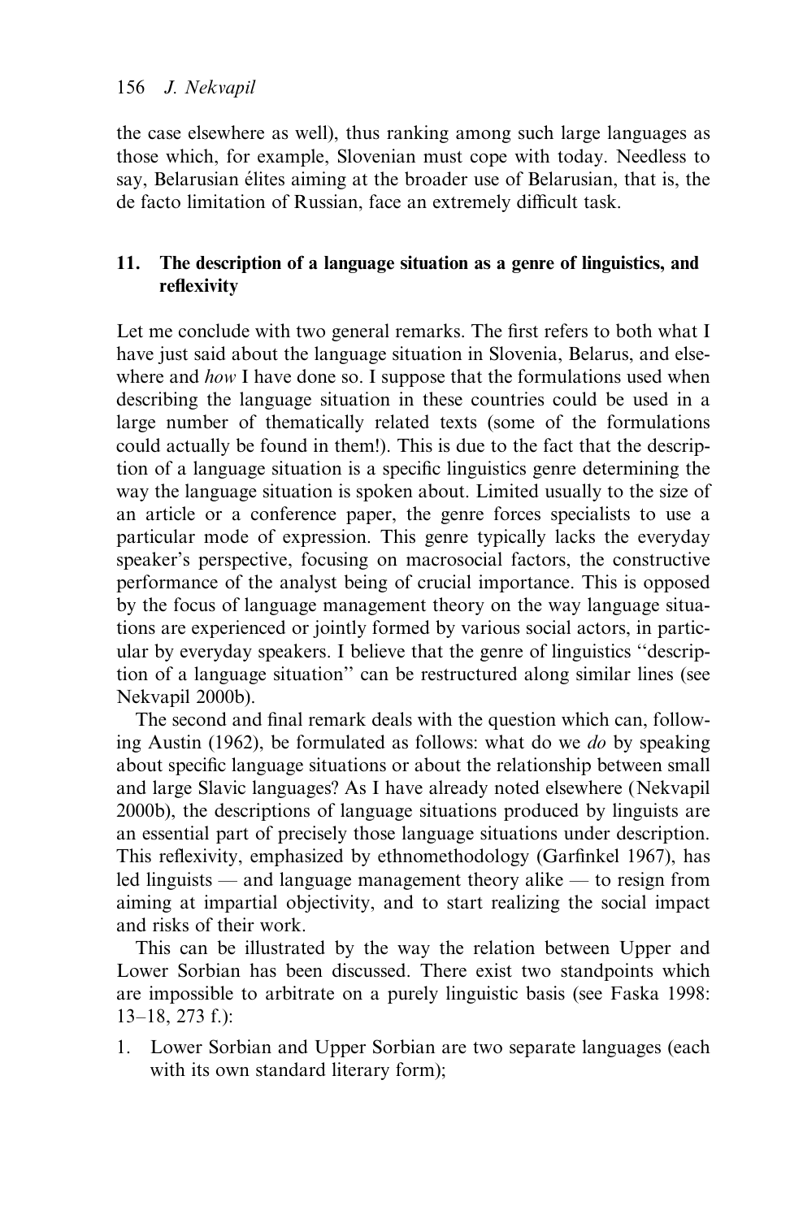the case elsewhere as well), thus ranking among such large languages as those which, for example, Slovenian must cope with today. Needless to say, Belarusian élites aiming at the broader use of Belarusian, that is, the de facto limitation of Russian, face an extremely difficult task.

## 11. The description of a language situation as a genre of linguistics, and reflexivity

Let me conclude with two general remarks. The first refers to both what I have just said about the language situation in Slovenia, Belarus, and elsewhere and *how* I have done so. I suppose that the formulations used when describing the language situation in these countries could be used in a large number of thematically related texts (some of the formulations could actually be found in them!). This is due to the fact that the description of a language situation is a specific linguistics genre determining the way the language situation is spoken about. Limited usually to the size of an article or a conference paper, the genre forces specialists to use a particular mode of expression. This genre typically lacks the everyday speaker's perspective, focusing on macrosocial factors, the constructive performance of the analyst being of crucial importance. This is opposed by the focus of language management theory on the way language situations are experienced or jointly formed by various social actors, in particular by everyday speakers. I believe that the genre of linguistics ''description of a language situation'' can be restructured along similar lines (see Nekvapil 2000b).

The second and final remark deals with the question which can, following Austin (1962), be formulated as follows: what do we *do* by speaking about specific language situations or about the relationship between small and large Slavic languages? As I have already noted elsewhere (Nekvapil 2000b), the descriptions of language situations produced by linguists are an essential part of precisely those language situations under description. This reflexivity, emphasized by ethnomethodology (Garfinkel 1967), has led linguists — and language management theory alike — to resign from aiming at impartial objectivity, and to start realizing the social impact and risks of their work.

This can be illustrated by the way the relation between Upper and Lower Sorbian has been discussed. There exist two standpoints which are impossible to arbitrate on a purely linguistic basis (see Faska 1998: 13–18, 273 f.):

1. Lower Sorbian and Upper Sorbian are two separate languages (each with its own standard literary form);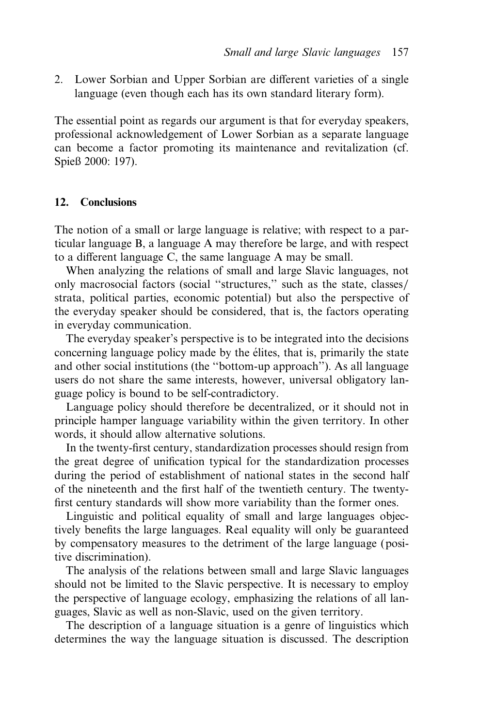2. Lower Sorbian and Upper Sorbian are different varieties of a single language (even though each has its own standard literary form).

The essential point as regards our argument is that for everyday speakers, professional acknowledgement of Lower Sorbian as a separate language can become a factor promoting its maintenance and revitalization (cf. Spieß 2000: 197).

## 12. Conclusions

The notion of a small or large language is relative; with respect to a particular language B, a language A may therefore be large, and with respect to a different language C, the same language A may be small.

When analyzing the relations of small and large Slavic languages, not only macrosocial factors (social "structures," such as the state, classes/strata, political parties, economic potential) but also the perspective of the everyday speaker should be considered, that is, the factors operating in everyday communication.

The everyday speaker's perspective is to be integrated into the decisions concerning language policy made by the élites, that is, primarily the state and other social institutions (the "bottom-up approach"). As all language users do not share the same interests, however, universal obligatory language policy is bound to be self-contradictory.

Language policy should therefore be decentralized, or it should not in principle hamper language variability within the given territory. In other words, it should allow alternative solutions.

In the twenty-first century, standardization processes should resign from the great degree of unification typical for the standardization processes during the period of establishment of national states in the second half of the nineteenth and the first half of the twentieth century. The twenty-first century standards will show more variability than the former ones.

Linguistic and political equality of small and large languages objectively benefits the large languages. Real equality will only be guaranteed by compensatory measures to the detriment of the large language (positive discrimination).

The analysis of the relations between small and large Slavic languages should not be limited to the Slavic perspective. It is necessary to employ the perspective of language ecology, emphasizing the relations of all languages, Slavic as well as non-Slavic, used on the given territory.

The description of a language situation is a genre of linguistics which determines the way the language situation is discussed. The description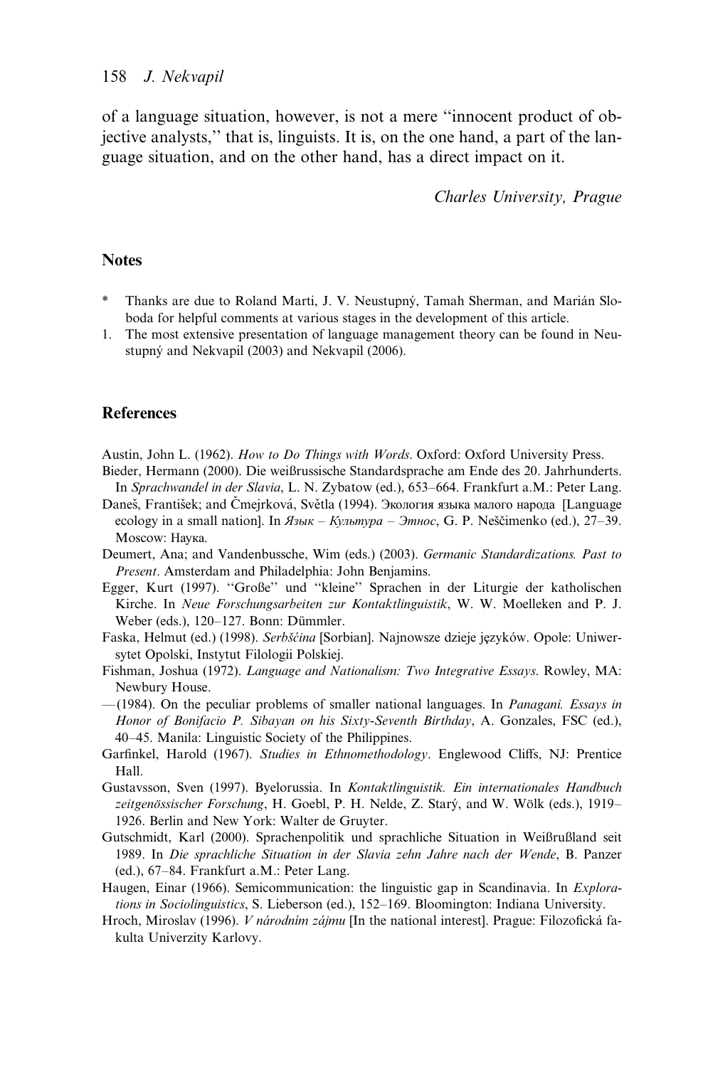of a language situation, however, is not a mere "innocent product of objective analysts," that is, linguists. It is, on the one hand, a part of the language situation, and on the other hand, has a direct impact on it.

*Charles University, Prague*

## Notes

\* Thanks are due to Roland Marti, J. V. Neustupný, Tamah Sherman, and Marián Sloboda for helpful comments at various stages in the development of this article.

1. The most extensive presentation of language management theory can be found in Neustupný and Nekvapil (2003) and Nekvapil (2006).

## References

Austin, John L. (1962). *How to Do Things with Words*. Oxford: Oxford University Press.

Bieder, Hermann (2000). Die weißrussische Standardsprache am Ende des 20. Jahrhunderts. In *Sprachwandel in der Slavia*, L. N. Zybatow (ed.), 653–664. Frankfurt a.M.: Peter Lang.

Daneš, František; and Čmejrková, Světla (1994). Экология языка малого народа [Language ecology in a small nation]. In *Язык – Культура – Этнос*, G. P. Neščimenko (ed.), 27–39. Moscow: Наука.

Deumert, Ana; and Vandenbussche, Wim (eds.) (2003). *Germanic Standardizations. Past to Present*. Amsterdam and Philadelphia: John Benjamins.

Egger, Kurt (1997). "Große" und "kleine" Sprachen in der Liturgie der katholischen Kirche. In *Neue Forschungsarbeiten zur Kontaktlinguistik*, W. W. Moelleken and P. J. Weber (eds.), 120–127. Bonn: Dümmler.

Faska, Helmut (ed.) (1998). *Serbšćina* [Sorbian]. Najnowsze dzieje języków. Opole: Uniwersytet Opolski, Instytut Filologii Polskiej.

Fishman, Joshua (1972). *Language and Nationalism: Two Integrative Essays*. Rowley, MA: Newbury House.

—(1984). On the peculiar problems of smaller national languages. In *Panagani. Essays in Honor of Bonifacio P. Sibayan on his Sixty-Seventh Birthday*, A. Gonzales, FSC (ed.), 40–45. Manila: Linguistic Society of the Philippines.

Garfinkel, Harold (1967). *Studies in Ethnomethodology*. Englewood Cliffs, NJ: Prentice Hall.

Gustavsson, Sven (1997). Byelorussia. In *Kontaktlinguistik. Ein internationales Handbuch zeitgenössischer Forschung*, H. Goebl, P. H. Nelde, Z. Starý, and W. Wölk (eds.), 1919–1926. Berlin and New York: Walter de Gruyter.

Gutschmidt, Karl (2000). Sprachenpolitik und sprachliche Situation in Weißrußland seit 1989. In *Die sprachliche Situation in der Slavia zehn Jahre nach der Wende*, B. Panzer (ed.), 67–84. Frankfurt a.M.: Peter Lang.

Haugen, Einar (1966). Semicommunication: the linguistic gap in Scandinavia. In *Explorations in Sociolinguistics*, S. Lieberson (ed.), 152–169. Bloomington: Indiana University.

Hroch, Miroslav (1996). *V národním zájmu* [In the national interest]. Prague: Filozofická fakulta Univerzity Karlovy.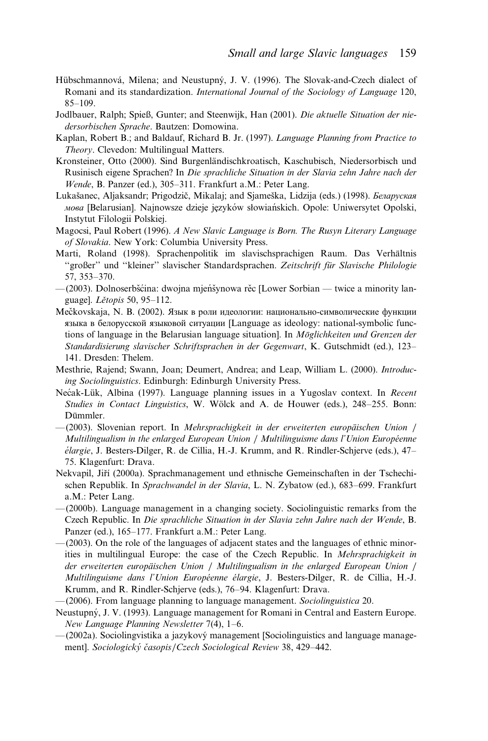Hübschmannová, Milena; and Neustupný, J. V. (1996). The Slovak-and-Czech dialect of Romani and its standardization. *International Journal of the Sociology of Language* 120, 85–109.

Jodlbauer, Ralph; Spieß, Gunter; and Steenwijk, Han (2001). *Die aktuelle Situation der niedersorbischen Sprache*. Bautzen: Domowina.

Kaplan, Robert B.; and Baldauf, Richard B. Jr. (1997). *Language Planning from Practice to Theory*. Clevedon: Multilingual Matters.

Kronsteiner, Otto (2000). Sind Burgenländischkroatisch, Kaschubisch, Niedersorbisch und Rusinisch eigene Sprachen? In *Die sprachliche Situation in der Slavia zehn Jahre nach der Wende*, B. Panzer (ed.), 305–311. Frankfurt a.M.: Peter Lang.

Lukašanec, Aljaksandr; Prigodzič, Mikalaj; and Sjameška, Lidzija (eds.) (1998). *Беларуская мова* [Belarusian]. Najnowsze dzieje języków słowiańskich. Opole: Uniwersytet Opolski, Instytut Filologii Polskiej.

Magocsi, Paul Robert (1996). *A New Slavic Language is Born. The Rusyn Literary Language of Slovakia*. New York: Columbia University Press.

Marti, Roland (1998). Sprachenpolitik im slavischsprachigen Raum. Das Verhältnis "großer" und "kleiner" slavischer Standardsprachen. *Zeitschrift für Slavische Philologie* 57, 353–370.

—(2003). Dolnoserbšćina: dwojna mjeńšynowa rěc [Lower Sorbian — twice a minority language]. *Lětopis* 50, 95–112.

Mečkovskaja, N. B. (2002). Язык в роли идеологии: национально-символические функции языка в белорусской языковой ситуации [Language as ideology: national-symbolic functions of language in the Belarusian language situation]. In *Möglichkeiten und Grenzen der Standardisierung slavischer Schriftsprachen in der Gegenwart*, K. Gutschmidt (ed.), 123–141. Dresden: Thelem.

Mesthrie, Rajend; Swann, Joan; Deumert, Andrea; and Leap, William L. (2000). *Introducing Sociolinguistics*. Edinburgh: Edinburgh University Press.

Nećak-Lük, Albina (1997). Language planning issues in a Yugoslav context. In *Recent Studies in Contact Linguistics*, W. Wölck and A. de Houwer (eds.), 248–255. Bonn: Dümmler.

—(2003). Slovenian report. In *Mehrsprachigkeit in der erweiterten europäischen Union / Multilingualism in the enlarged European Union / Multilinguisme dans l'Union Européenne élargie*, J. Besters-Dilger, R. de Cillia, H.-J. Krumm, and R. Rindler-Schjerve (eds.), 47–75. Klagenfurt: Drava.

Nekvapil, Jiří (2000a). Sprachmanagement und ethnische Gemeinschaften in der Tschechischen Republik. In *Sprachwandel in der Slavia*, L. N. Zybatow (ed.), 683–699. Frankfurt a.M.: Peter Lang.

—(2000b). Language management in a changing society. Sociolinguistic remarks from the Czech Republic. In *Die sprachliche Situation in der Slavia zehn Jahre nach der Wende*, B. Panzer (ed.), 165–177. Frankfurt a.M.: Peter Lang.

—(2003). On the role of the languages of adjacent states and the languages of ethnic minorities in multilingual Europe: the case of the Czech Republic. In *Mehrsprachigkeit in der erweiterten europäischen Union / Multilingualism in the enlarged European Union / Multilinguisme dans l'Union Européenne élargie*, J. Besters-Dilger, R. de Cillia, H.-J. Krumm, and R. Rindler-Schjerve (eds.), 76–94. Klagenfurt: Drava.

—(2006). From language planning to language management. *Sociolinguistica* 20.

Neustupný, J. V. (1993). Language management for Romani in Central and Eastern Europe. *New Language Planning Newsletter* 7(4), 1–6.

—(2002a). Sociolingvistika a jazykový management [Sociolinguistics and language management]. *Sociologický časopis/Czech Sociological Review* 38, 429–442.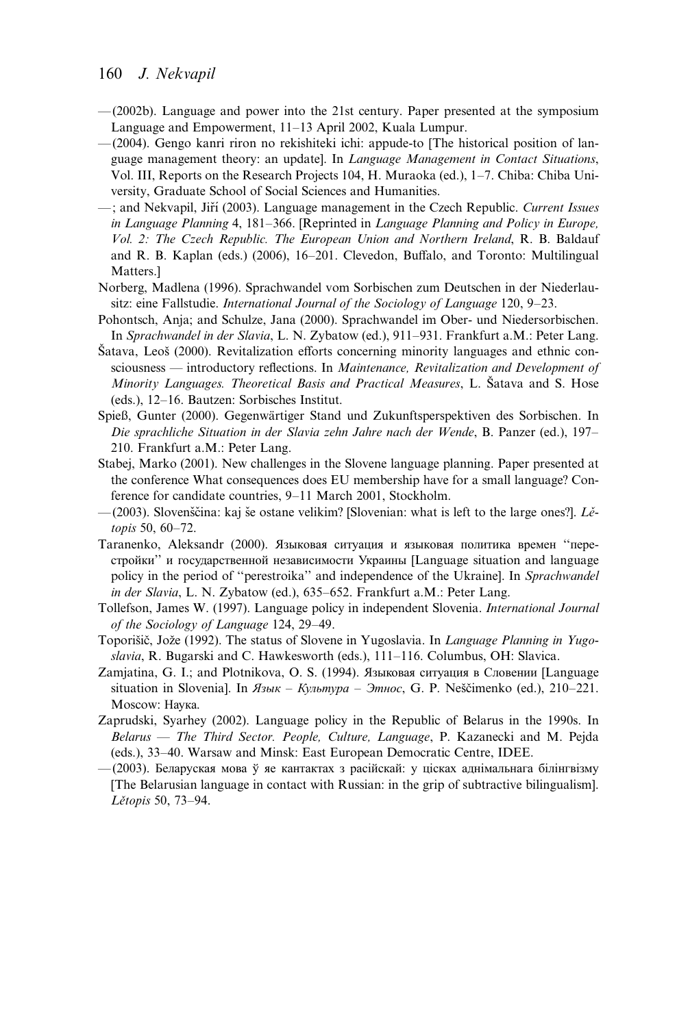—(2002b). Language and power into the 21st century. Paper presented at the symposium Language and Empowerment, 11–13 April 2002, Kuala Lumpur.

—(2004). Gengo kanri riron no rekishiteki ichi: appude-to [The historical position of language management theory: an update]. In *Language Management in Contact Situations*, Vol. III, Reports on the Research Projects 104, H. Muraoka (ed.), 1–7. Chiba: Chiba University, Graduate School of Social Sciences and Humanities.

—; and Nekvapil, Jiří (2003). Language management in the Czech Republic. *Current Issues in Language Planning* 4, 181–366. [Reprinted in *Language Planning and Policy in Europe, Vol. 2: The Czech Republic. The European Union and Northern Ireland*, R. B. Baldauf and R. B. Kaplan (eds.) (2006), 16–201. Clevedon, Buffalo, and Toronto: Multilingual Matters.]

Norberg, Madlena (1996). Sprachwandel vom Sorbischen zum Deutschen in der Niederlausitz: eine Fallstudie. *International Journal of the Sociology of Language* 120, 9–23.

Pohontsch, Anja; and Schulze, Jana (2000). Sprachwandel im Ober- und Niedersorbischen. In *Sprachwandel in der Slavia*, L. N. Zybatow (ed.), 911–931. Frankfurt a.M.: Peter Lang.

Šatava, Leoš (2000). Revitalization efforts concerning minority languages and ethnic consciousness — introductory reflections. In *Maintenance, Revitalization and Development of Minority Languages. Theoretical Basis and Practical Measures*, L. Šatava and S. Hose (eds.), 12–16. Bautzen: Sorbisches Institut.

Spieß, Gunter (2000). Gegenwärtiger Stand und Zukunftsperspektiven des Sorbischen. In *Die sprachliche Situation in der Slavia zehn Jahre nach der Wende*, B. Panzer (ed.), 197–210. Frankfurt a.M.: Peter Lang.

Stabej, Marko (2001). New challenges in the Slovene language planning. Paper presented at the conference What consequences does EU membership have for a small language? Conference for candidate countries, 9–11 March 2001, Stockholm.

—(2003). Slovenščina: kaj še ostane velikim? [Slovenian: what is left to the large ones?]. *Lětopis* 50, 60–72.

Taranenko, Aleksandr (2000). Языковая ситуация и языковая политика времен ''перестройки'' и государственной независимости Украины [Language situation and language policy in the period of ''perestroika'' and independence of the Ukraine]. In *Sprachwandel in der Slavia*, L. N. Zybatow (ed.), 635–652. Frankfurt a.M.: Peter Lang.

Tollefson, James W. (1997). Language policy in independent Slovenia. *International Journal of the Sociology of Language* 124, 29–49.

Toporišič, Jože (1992). The status of Slovene in Yugoslavia. In *Language Planning in Yugoslavia*, R. Bugarski and C. Hawkesworth (eds.), 111–116. Columbus, OH: Slavica.

Zamjatina, G. I.; and Plotnikova, O. S. (1994). Языковая ситуация в Словении [Language situation in Slovenia]. In *Язык – Культура – Этнос*, G. P. Neščimenko (ed.), 210–221. Moscow: Наука.

Zaprudski, Syarhey (2002). Language policy in the Republic of Belarus in the 1990s. In *Belarus — The Third Sector. People, Culture, Language*, P. Kazanecki and M. Pejda (eds.), 33–40. Warsaw and Minsk: East European Democratic Centre, IDEE.

—(2003). Беларуская мова ў яе кантактах з расійскай: у цісках аднімальнага білінгвізму [The Belarusian language in contact with Russian: in the grip of subtractive bilingualism]. *Lětopis* 50, 73–94.